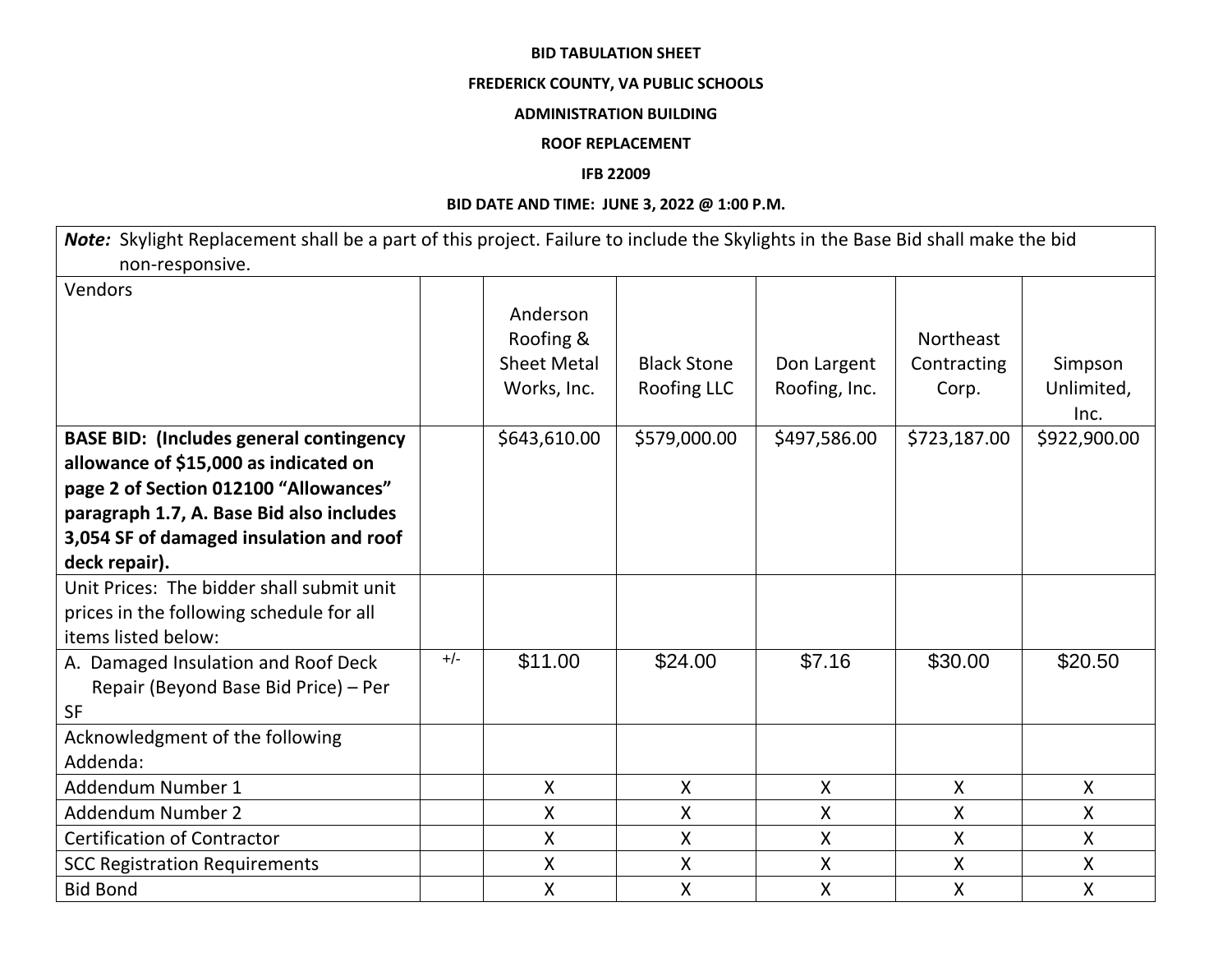**BID TABULATION SHEET**

**FREDERICK COUNTY, VA PUBLIC SCHOOLS**

**ADMINISTRATION BUILDING**

**ROOF REPLACEMENT**

**IFB 22009**

**BID DATE AND TIME: JUNE 3, 2022 @ 1:00 P.M.**

***Note:*** Skylight Replacement shall be a part of this project. Failure to include the Skylights in the Base Bid shall make the bid non-responsive.

| Vendors | | Anderson Roofing & Sheet Metal Works, Inc. | Black Stone Roofing LLC | Don Largent Roofing, Inc. | Northeast Contracting Corp. | Simpson Unlimited, Inc. |
|---|---|---|---|---|---|---|
| **BASE BID: (Includes general contingency allowance of $15,000 as indicated on page 2 of Section 012100 "Allowances" paragraph 1.7, A. Base Bid also includes 3,054 SF of damaged insulation and roof deck repair).** | | $643,610.00 | $579,000.00 | $497,586.00 | $723,187.00 | $922,900.00 |
| Unit Prices: The bidder shall submit unit prices in the following schedule for all items listed below: | | | | | | |
| A. Damaged Insulation and Roof Deck Repair (Beyond Base Bid Price) – Per SF | +/- | $11.00 | $24.00 | $7.16 | $30.00 | $20.50 |
| Acknowledgment of the following Addenda: | | | | | | |
| Addendum Number 1 | | X | X | X | X | X |
| Addendum Number 2 | | X | X | X | X | X |
| Certification of Contractor | | X | X | X | X | X |
| SCC Registration Requirements | | X | X | X | X | X |
| Bid Bond | | X | X | X | X | X |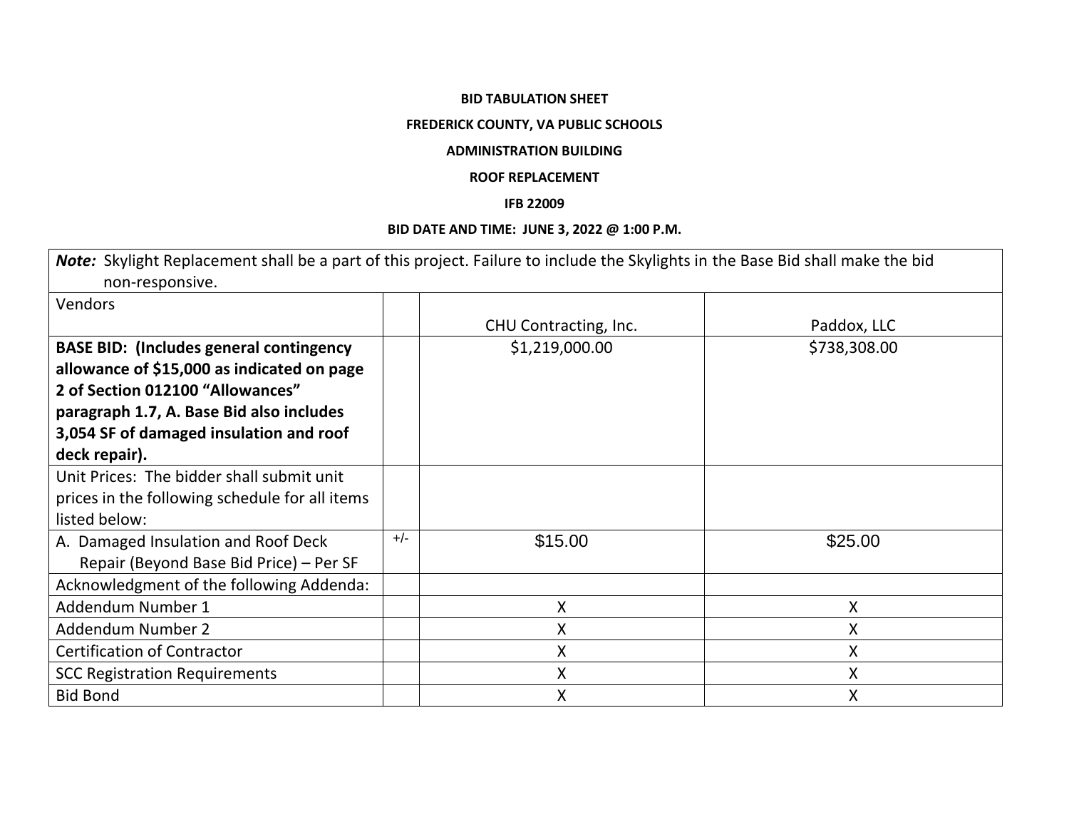**BID TABULATION SHEET**

**FREDERICK COUNTY, VA PUBLIC SCHOOLS**

**ADMINISTRATION BUILDING**

**ROOF REPLACEMENT**

**IFB 22009**

**BID DATE AND TIME: JUNE 3, 2022 @ 1:00 P.M.**

***Note:*** Skylight Replacement shall be a part of this project. Failure to include the Skylights in the Base Bid shall make the bid non-responsive.

| Vendors | | CHU Contracting, Inc. | Paddox, LLC |
|---|---|---|---|
| **BASE BID: (Includes general contingency allowance of $15,000 as indicated on page 2 of Section 012100 "Allowances" paragraph 1.7, A. Base Bid also includes 3,054 SF of damaged insulation and roof deck repair).** | | $1,219,000.00 | $738,308.00 |
| Unit Prices: The bidder shall submit unit prices in the following schedule for all items listed below: | | | |
| A. Damaged Insulation and Roof Deck Repair (Beyond Base Bid Price) – Per SF | +/- | $15.00 | $25.00 |
| Acknowledgment of the following Addenda: | | | |
| Addendum Number 1 | | X | X |
| Addendum Number 2 | | X | X |
| Certification of Contractor | | X | X |
| SCC Registration Requirements | | X | X |
| Bid Bond | | X | X |